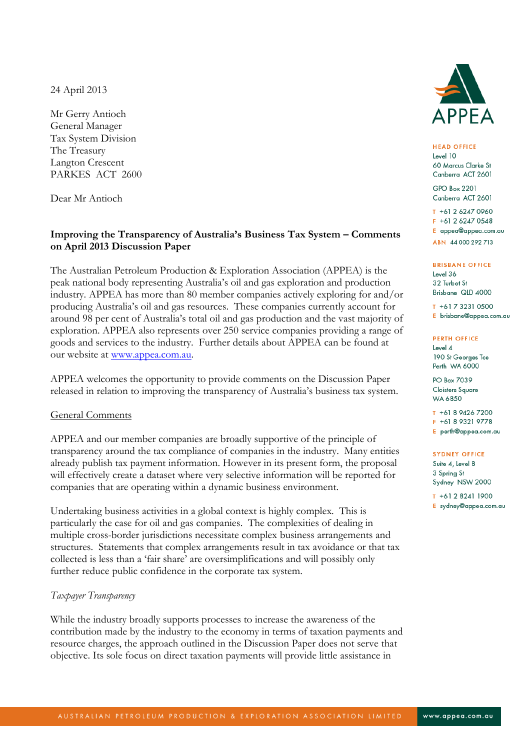24 April 2013

Mr Gerry Antioch
General Manager
Tax System Division
The Treasury
Langton Crescent
PARKES ACT 2600

Dear Mr Antioch

**Improving the Transparency of Australia's Business Tax System – Comments on April 2013 Discussion Paper**

The Australian Petroleum Production & Exploration Association (APPEA) is the peak national body representing Australia's oil and gas exploration and production industry. APPEA has more than 80 member companies actively exploring for and/or producing Australia's oil and gas resources. These companies currently account for around 98 per cent of Australia's total oil and gas production and the vast majority of exploration. APPEA also represents over 250 service companies providing a range of goods and services to the industry. Further details about APPEA can be found at our website at www.appea.com.au.

APPEA welcomes the opportunity to provide comments on the Discussion Paper released in relation to improving the transparency of Australia's business tax system.

General Comments

APPEA and our member companies are broadly supportive of the principle of transparency around the tax compliance of companies in the industry. Many entities already publish tax payment information. However in its present form, the proposal will effectively create a dataset where very selective information will be reported for companies that are operating within a dynamic business environment.

Undertaking business activities in a global context is highly complex. This is particularly the case for oil and gas companies. The complexities of dealing in multiple cross-border jurisdictions necessitate complex business arrangements and structures. Statements that complex arrangements result in tax avoidance or that tax collected is less than a 'fair share' are oversimplifications and will possibly only further reduce public confidence in the corporate tax system.

*Taxpayer Transparency*

While the industry broadly supports processes to increase the awareness of the contribution made by the industry to the economy in terms of taxation payments and resource charges, the approach outlined in the Discussion Paper does not serve that objective. Its sole focus on direct taxation payments will provide little assistance in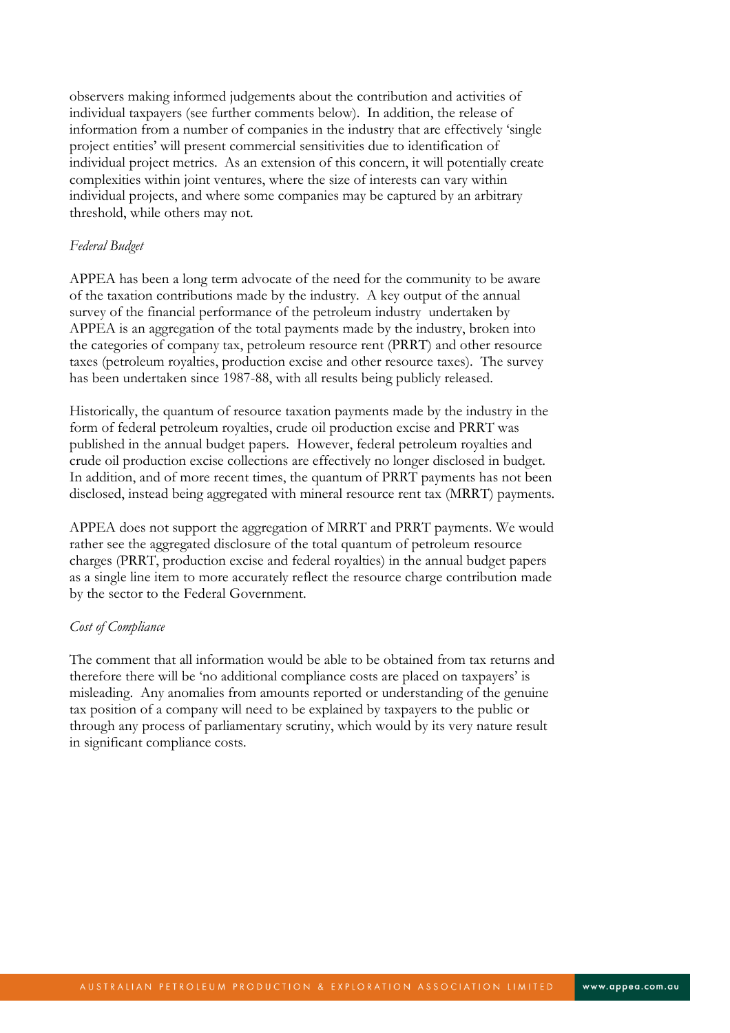observers making informed judgements about the contribution and activities of individual taxpayers (see further comments below). In addition, the release of information from a number of companies in the industry that are effectively 'single project entities' will present commercial sensitivities due to identification of individual project metrics. As an extension of this concern, it will potentially create complexities within joint ventures, where the size of interests can vary within individual projects, and where some companies may be captured by an arbitrary threshold, while others may not.

*Federal Budget*

APPEA has been a long term advocate of the need for the community to be aware of the taxation contributions made by the industry. A key output of the annual survey of the financial performance of the petroleum industry undertaken by APPEA is an aggregation of the total payments made by the industry, broken into the categories of company tax, petroleum resource rent (PRRT) and other resource taxes (petroleum royalties, production excise and other resource taxes). The survey has been undertaken since 1987-88, with all results being publicly released.

Historically, the quantum of resource taxation payments made by the industry in the form of federal petroleum royalties, crude oil production excise and PRRT was published in the annual budget papers. However, federal petroleum royalties and crude oil production excise collections are effectively no longer disclosed in budget. In addition, and of more recent times, the quantum of PRRT payments has not been disclosed, instead being aggregated with mineral resource rent tax (MRRT) payments.

APPEA does not support the aggregation of MRRT and PRRT payments. We would rather see the aggregated disclosure of the total quantum of petroleum resource charges (PRRT, production excise and federal royalties) in the annual budget papers as a single line item to more accurately reflect the resource charge contribution made by the sector to the Federal Government.

*Cost of Compliance*

The comment that all information would be able to be obtained from tax returns and therefore there will be 'no additional compliance costs are placed on taxpayers' is misleading. Any anomalies from amounts reported or understanding of the genuine tax position of a company will need to be explained by taxpayers to the public or through any process of parliamentary scrutiny, which would by its very nature result in significant compliance costs.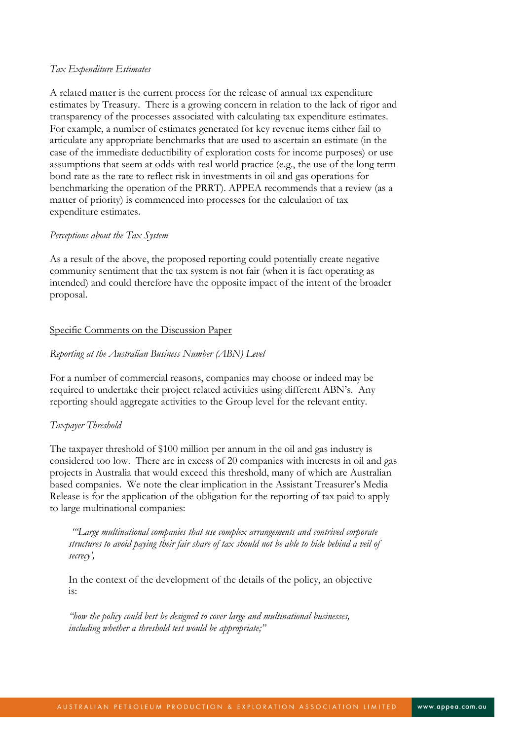*Tax Expenditure Estimates*

A related matter is the current process for the release of annual tax expenditure estimates by Treasury. There is a growing concern in relation to the lack of rigor and transparency of the processes associated with calculating tax expenditure estimates. For example, a number of estimates generated for key revenue items either fail to articulate any appropriate benchmarks that are used to ascertain an estimate (in the case of the immediate deductibility of exploration costs for income purposes) or use assumptions that seem at odds with real world practice (e.g., the use of the long term bond rate as the rate to reflect risk in investments in oil and gas operations for benchmarking the operation of the PRRT). APPEA recommends that a review (as a matter of priority) is commenced into processes for the calculation of tax expenditure estimates.

*Perceptions about the Tax System*

As a result of the above, the proposed reporting could potentially create negative community sentiment that the tax system is not fair (when it is fact operating as intended) and could therefore have the opposite impact of the intent of the broader proposal.

<u>Specific Comments on the Discussion Paper</u>

*Reporting at the Australian Business Number (ABN) Level*

For a number of commercial reasons, companies may choose or indeed may be required to undertake their project related activities using different ABN's. Any reporting should aggregate activities to the Group level for the relevant entity.

*Taxpayer Threshold*

The taxpayer threshold of $100 million per annum in the oil and gas industry is considered too low. There are in excess of 20 companies with interests in oil and gas projects in Australia that would exceed this threshold, many of which are Australian based companies. We note the clear implication in the Assistant Treasurer's Media Release is for the application of the obligation for the reporting of tax paid to apply to large multinational companies:

> *"'Large multinational companies that use complex arrangements and contrived corporate structures to avoid paying their fair share of tax should not be able to hide behind a veil of secrecy',*
>
> In the context of the development of the details of the policy, an objective is:
>
> *"how the policy could best be designed to cover large and multinational businesses, including whether a threshold test would be appropriate;"*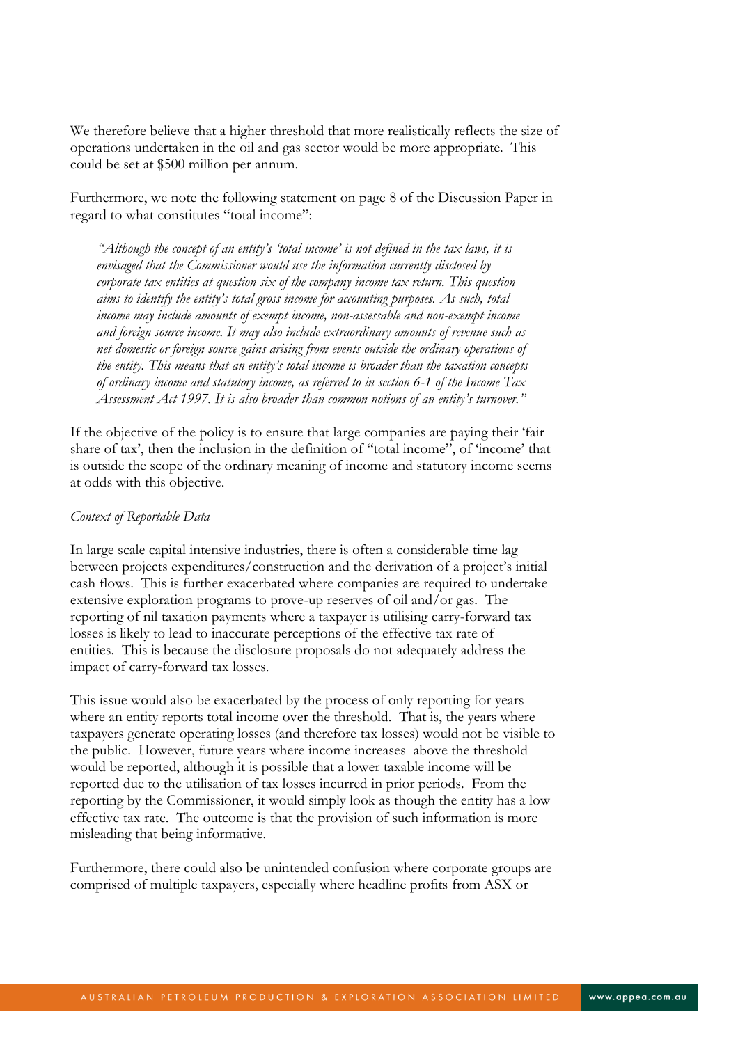We therefore believe that a higher threshold that more realistically reflects the size of operations undertaken in the oil and gas sector would be more appropriate. This could be set at $500 million per annum.

Furthermore, we note the following statement on page 8 of the Discussion Paper in regard to what constitutes "total income":

> *"Although the concept of an entity's 'total income' is not defined in the tax laws, it is envisaged that the Commissioner would use the information currently disclosed by corporate tax entities at question six of the company income tax return. This question aims to identify the entity's total gross income for accounting purposes. As such, total income may include amounts of exempt income, non-assessable and non-exempt income and foreign source income. It may also include extraordinary amounts of revenue such as net domestic or foreign source gains arising from events outside the ordinary operations of the entity. This means that an entity's total income is broader than the taxation concepts of ordinary income and statutory income, as referred to in section 6-1 of the Income Tax Assessment Act 1997. It is also broader than common notions of an entity's turnover."*

If the objective of the policy is to ensure that large companies are paying their 'fair share of tax', then the inclusion in the definition of "total income", of 'income' that is outside the scope of the ordinary meaning of income and statutory income seems at odds with this objective.

*Context of Reportable Data*

In large scale capital intensive industries, there is often a considerable time lag between projects expenditures/construction and the derivation of a project's initial cash flows. This is further exacerbated where companies are required to undertake extensive exploration programs to prove-up reserves of oil and/or gas. The reporting of nil taxation payments where a taxpayer is utilising carry-forward tax losses is likely to lead to inaccurate perceptions of the effective tax rate of entities. This is because the disclosure proposals do not adequately address the impact of carry-forward tax losses.

This issue would also be exacerbated by the process of only reporting for years where an entity reports total income over the threshold. That is, the years where taxpayers generate operating losses (and therefore tax losses) would not be visible to the public. However, future years where income increases above the threshold would be reported, although it is possible that a lower taxable income will be reported due to the utilisation of tax losses incurred in prior periods. From the reporting by the Commissioner, it would simply look as though the entity has a low effective tax rate. The outcome is that the provision of such information is more misleading that being informative.

Furthermore, there could also be unintended confusion where corporate groups are comprised of multiple taxpayers, especially where headline profits from ASX or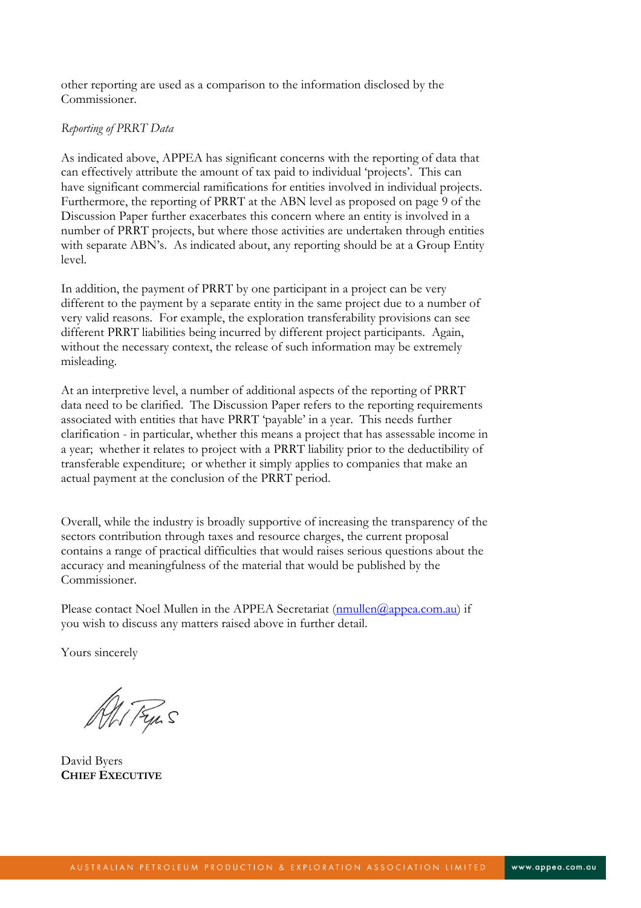other reporting are used as a comparison to the information disclosed by the Commissioner.

*Reporting of PRRT Data*

As indicated above, APPEA has significant concerns with the reporting of data that can effectively attribute the amount of tax paid to individual 'projects'. This can have significant commercial ramifications for entities involved in individual projects. Furthermore, the reporting of PRRT at the ABN level as proposed on page 9 of the Discussion Paper further exacerbates this concern where an entity is involved in a number of PRRT projects, but where those activities are undertaken through entities with separate ABN's. As indicated about, any reporting should be at a Group Entity level.

In addition, the payment of PRRT by one participant in a project can be very different to the payment by a separate entity in the same project due to a number of very valid reasons. For example, the exploration transferability provisions can see different PRRT liabilities being incurred by different project participants. Again, without the necessary context, the release of such information may be extremely misleading.

At an interpretive level, a number of additional aspects of the reporting of PRRT data need to be clarified. The Discussion Paper refers to the reporting requirements associated with entities that have PRRT 'payable' in a year. This needs further clarification - in particular, whether this means a project that has assessable income in a year; whether it relates to project with a PRRT liability prior to the deductibility of transferable expenditure; or whether it simply applies to companies that make an actual payment at the conclusion of the PRRT period.

Overall, while the industry is broadly supportive of increasing the transparency of the sectors contribution through taxes and resource charges, the current proposal contains a range of practical difficulties that would raises serious questions about the accuracy and meaningfulness of the material that would be published by the Commissioner.

Please contact Noel Mullen in the APPEA Secretariat (nmullen@appea.com.au) if you wish to discuss any matters raised above in further detail.

Yours sincerely

David Byers
**CHIEF EXECUTIVE**

AUSTRALIAN PETROLEUM PRODUCTION & EXPLORATION ASSOCIATION LIMITED www.appea.com.au